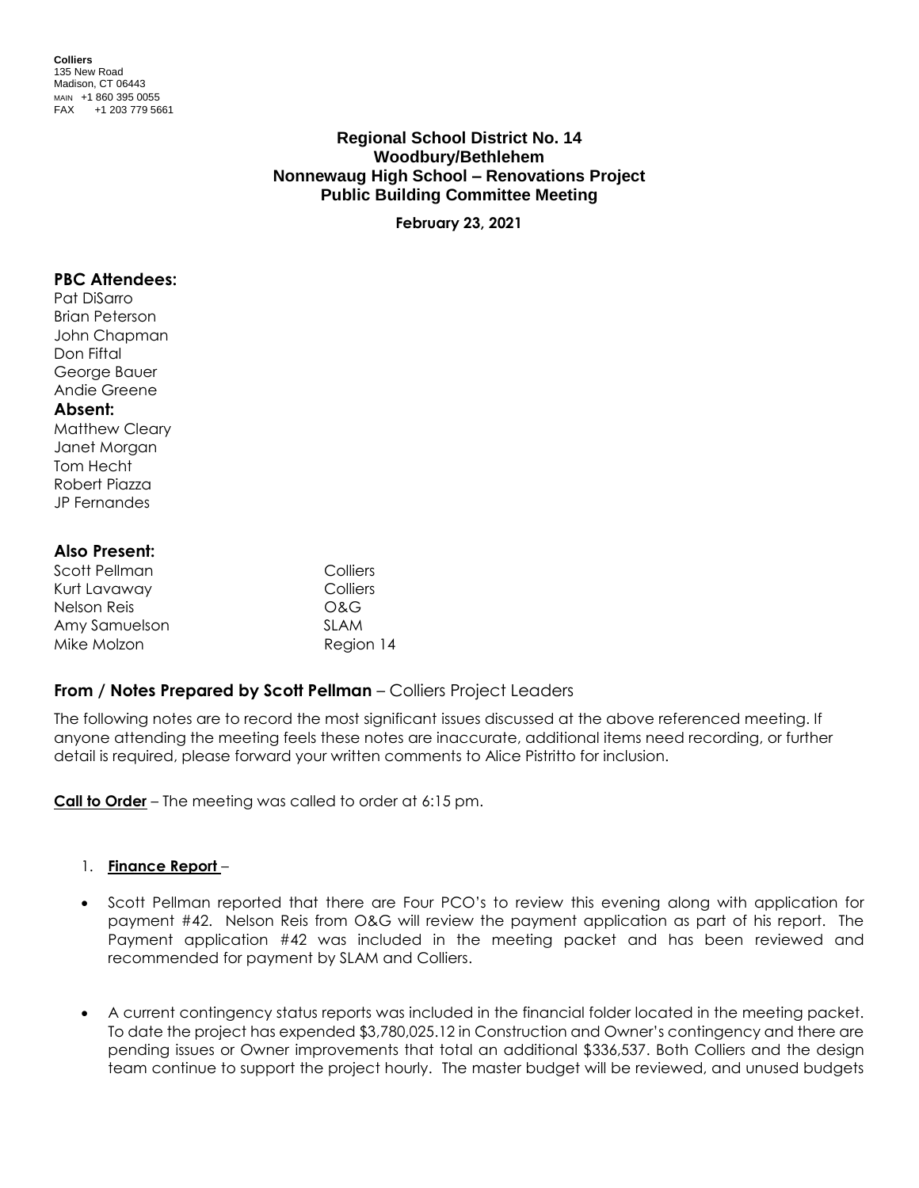**Colliers**
135 New Road
Madison, CT 06443
MAIN +1 860 395 0055
FAX +1 203 779 5661

# Regional School District No. 14
## Woodbury/Bethlehem
## Nonnewaug High School – Renovations Project
## Public Building Committee Meeting

**February 23, 2021**

### PBC Attendees:

Pat DiSarro
Brian Peterson
John Chapman
Don Fiftal
George Bauer
Andie Greene

### Absent:

Matthew Cleary
Janet Morgan
Tom Hecht
Robert Piazza
JP Fernandes

### Also Present:

| | |
|---|---|
| Scott Pellman | Colliers |
| Kurt Lavaway | Colliers |
| Nelson Reis | O&G |
| Amy Samuelson | SLAM |
| Mike Molzon | Region 14 |

### From / Notes Prepared by Scott Pellman – Colliers Project Leaders

The following notes are to record the most significant issues discussed at the above referenced meeting. If anyone attending the meeting feels these notes are inaccurate, additional items need recording, or further detail is required, please forward your written comments to Alice Pistritto for inclusion.

**Call to Order** – The meeting was called to order at 6:15 pm.

1. **Finance Report** –

- Scott Pellman reported that there are Four PCO's to review this evening along with application for payment #42. Nelson Reis from O&G will review the payment application as part of his report. The Payment application #42 was included in the meeting packet and has been reviewed and recommended for payment by SLAM and Colliers.

- A current contingency status reports was included in the financial folder located in the meeting packet. To date the project has expended $3,780,025.12 in Construction and Owner's contingency and there are pending issues or Owner improvements that total an additional $336,537. Both Colliers and the design team continue to support the project hourly. The master budget will be reviewed, and unused budgets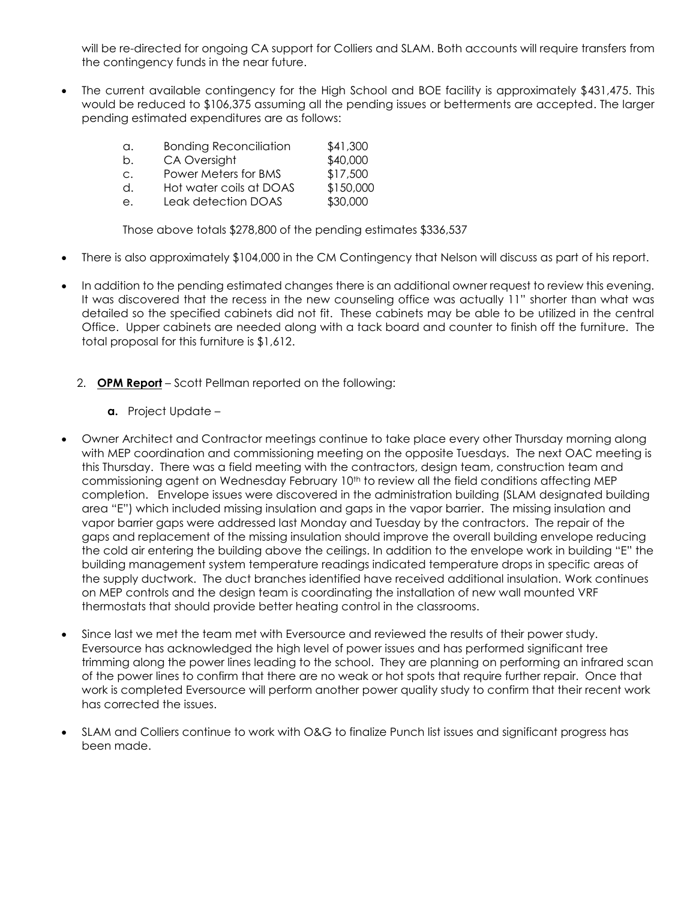will be re-directed for ongoing CA support for Colliers and SLAM. Both accounts will require transfers from the contingency funds in the near future.

- The current available contingency for the High School and BOE facility is approximately $431,475. This would be reduced to $106,375 assuming all the pending issues or betterments are accepted. The larger pending estimated expenditures are as follows:

  a. Bonding Reconciliation $41,300
  b. CA Oversight $40,000
  c. Power Meters for BMS $17,500
  d. Hot water coils at DOAS $150,000
  e. Leak detection DOAS $30,000

  Those above totals $278,800 of the pending estimates $336,537

- There is also approximately $104,000 in the CM Contingency that Nelson will discuss as part of his report.

- In addition to the pending estimated changes there is an additional owner request to review this evening. It was discovered that the recess in the new counseling office was actually 11" shorter than what was detailed so the specified cabinets did not fit. These cabinets may be able to be utilized in the central Office. Upper cabinets are needed along with a tack board and counter to finish off the furniture. The total proposal for this furniture is $1,612.

2. **OPM Report** – Scott Pellman reported on the following:

   **a.** Project Update –

- Owner Architect and Contractor meetings continue to take place every other Thursday morning along with MEP coordination and commissioning meeting on the opposite Tuesdays. The next OAC meeting is this Thursday. There was a field meeting with the contractors, design team, construction team and commissioning agent on Wednesday February 10th to review all the field conditions affecting MEP completion. Envelope issues were discovered in the administration building (SLAM designated building area "E") which included missing insulation and gaps in the vapor barrier. The missing insulation and vapor barrier gaps were addressed last Monday and Tuesday by the contractors. The repair of the gaps and replacement of the missing insulation should improve the overall building envelope reducing the cold air entering the building above the ceilings. In addition to the envelope work in building "E" the building management system temperature readings indicated temperature drops in specific areas of the supply ductwork. The duct branches identified have received additional insulation. Work continues on MEP controls and the design team is coordinating the installation of new wall mounted VRF thermostats that should provide better heating control in the classrooms.

- Since last we met the team met with Eversource and reviewed the results of their power study. Eversource has acknowledged the high level of power issues and has performed significant tree trimming along the power lines leading to the school. They are planning on performing an infrared scan of the power lines to confirm that there are no weak or hot spots that require further repair. Once that work is completed Eversource will perform another power quality study to confirm that their recent work has corrected the issues.

- SLAM and Colliers continue to work with O&G to finalize Punch list issues and significant progress has been made.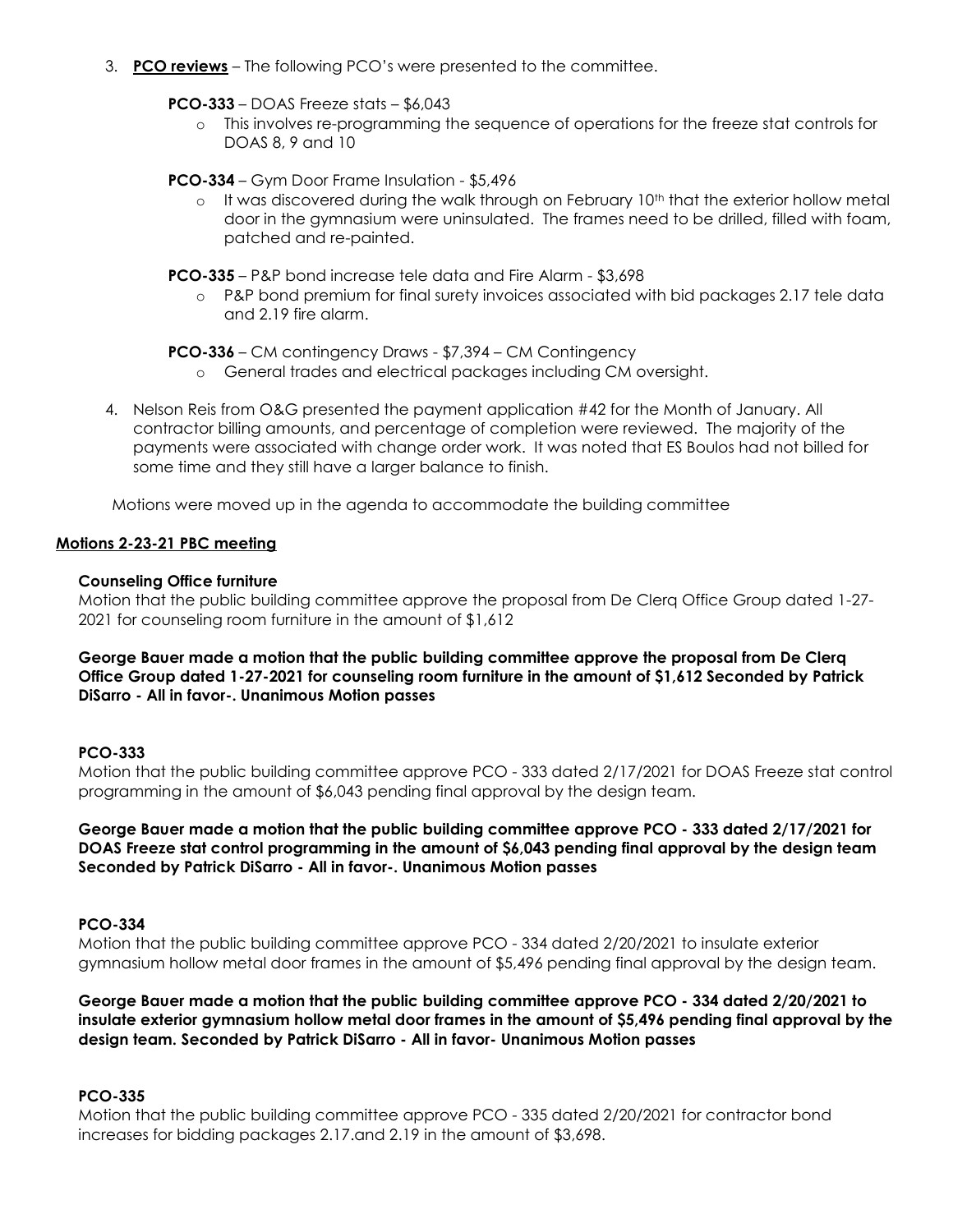3. **PCO reviews** – The following PCO's were presented to the committee.

   **PCO-333** – DOAS Freeze stats – $6,043

   - This involves re-programming the sequence of operations for the freeze stat controls for DOAS 8, 9 and 10

   **PCO-334** – Gym Door Frame Insulation - $5,496

   - It was discovered during the walk through on February 10th that the exterior hollow metal door in the gymnasium were uninsulated. The frames need to be drilled, filled with foam, patched and re-painted.

   **PCO-335** – P&P bond increase tele data and Fire Alarm - $3,698

   - P&P bond premium for final surety invoices associated with bid packages 2.17 tele data and 2.19 fire alarm.

   **PCO-336** – CM contingency Draws - $7,394 – CM Contingency

   - General trades and electrical packages including CM oversight.

4. Nelson Reis from O&G presented the payment application #42 for the Month of January. All contractor billing amounts, and percentage of completion were reviewed. The majority of the payments were associated with change order work. It was noted that ES Boulos had not billed for some time and they still have a larger balance to finish.

Motions were moved up in the agenda to accommodate the building committee

**Motions 2-23-21 PBC meeting**

**Counseling Office furniture**

Motion that the public building committee approve the proposal from De Clerq Office Group dated 1-27-2021 for counseling room furniture in the amount of $1,612

**George Bauer made a motion that the public building committee approve the proposal from De Clerq Office Group dated 1-27-2021 for counseling room furniture in the amount of $1,612 Seconded by Patrick DiSarro - All in favor-. Unanimous Motion passes**

**PCO-333**

Motion that the public building committee approve PCO - 333 dated 2/17/2021 for DOAS Freeze stat control programming in the amount of $6,043 pending final approval by the design team.

**George Bauer made a motion that the public building committee approve PCO - 333 dated 2/17/2021 for DOAS Freeze stat control programming in the amount of $6,043 pending final approval by the design team Seconded by Patrick DiSarro - All in favor-. Unanimous Motion passes**

**PCO-334**

Motion that the public building committee approve PCO - 334 dated 2/20/2021 to insulate exterior gymnasium hollow metal door frames in the amount of $5,496 pending final approval by the design team.

**George Bauer made a motion that the public building committee approve PCO - 334 dated 2/20/2021 to insulate exterior gymnasium hollow metal door frames in the amount of $5,496 pending final approval by the design team. Seconded by Patrick DiSarro - All in favor- Unanimous Motion passes**

**PCO-335**

Motion that the public building committee approve PCO - 335 dated 2/20/2021 for contractor bond increases for bidding packages 2.17.and 2.19 in the amount of $3,698.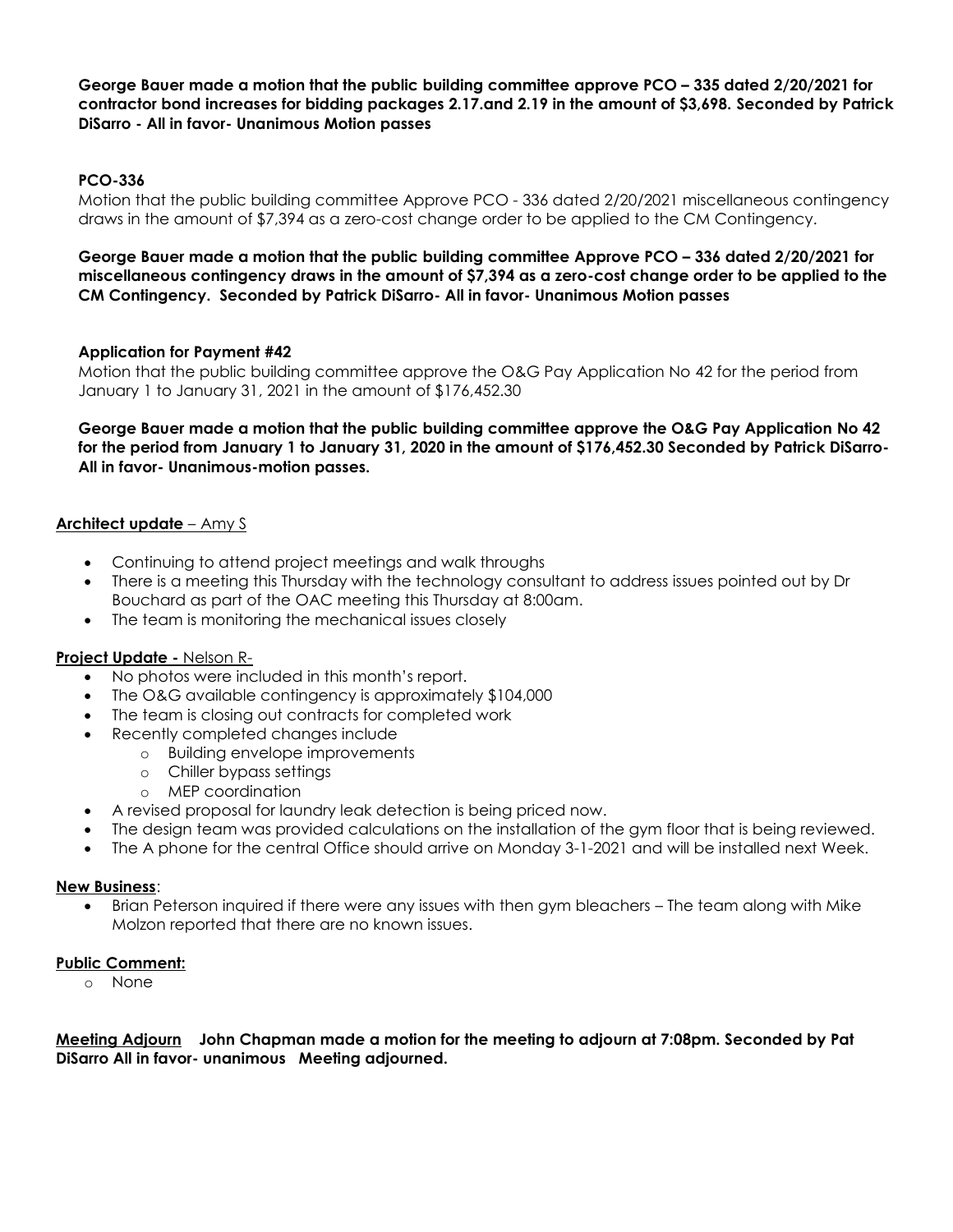**George Bauer made a motion that the public building committee approve PCO – 335 dated 2/20/2021 for contractor bond increases for bidding packages 2.17.and 2.19 in the amount of $3,698. Seconded by Patrick DiSarro - All in favor- Unanimous Motion passes**

**PCO-336**

Motion that the public building committee Approve PCO - 336 dated 2/20/2021 miscellaneous contingency draws in the amount of $7,394 as a zero-cost change order to be applied to the CM Contingency.

**George Bauer made a motion that the public building committee Approve PCO – 336 dated 2/20/2021 for miscellaneous contingency draws in the amount of $7,394 as a zero-cost change order to be applied to the CM Contingency. Seconded by Patrick DiSarro- All in favor- Unanimous Motion passes**

**Application for Payment #42**

Motion that the public building committee approve the O&G Pay Application No 42 for the period from January 1 to January 31, 2021 in the amount of $176,452.30

**George Bauer made a motion that the public building committee approve the O&G Pay Application No 42 for the period from January 1 to January 31, 2020 in the amount of $176,452.30 Seconded by Patrick DiSarro- All in favor- Unanimous-motion passes.**

**Architect update** – Amy S

- Continuing to attend project meetings and walk throughs
- There is a meeting this Thursday with the technology consultant to address issues pointed out by Dr Bouchard as part of the OAC meeting this Thursday at 8:00am.
- The team is monitoring the mechanical issues closely

**Project Update -** Nelson R-

- No photos were included in this month's report.
- The O&G available contingency is approximately $104,000
- The team is closing out contracts for completed work
- Recently completed changes include
  - Building envelope improvements
  - Chiller bypass settings
  - MEP coordination
- A revised proposal for laundry leak detection is being priced now.
- The design team was provided calculations on the installation of the gym floor that is being reviewed.
- The A phone for the central Office should arrive on Monday 3-1-2021 and will be installed next Week.

**New Business**:

- Brian Peterson inquired if there were any issues with then gym bleachers – The team along with Mike Molzon reported that there are no known issues.

**Public Comment:**

- None

**Meeting Adjourn** **John Chapman made a motion for the meeting to adjourn at 7:08pm. Seconded by Pat DiSarro All in favor- unanimous Meeting adjourned.**